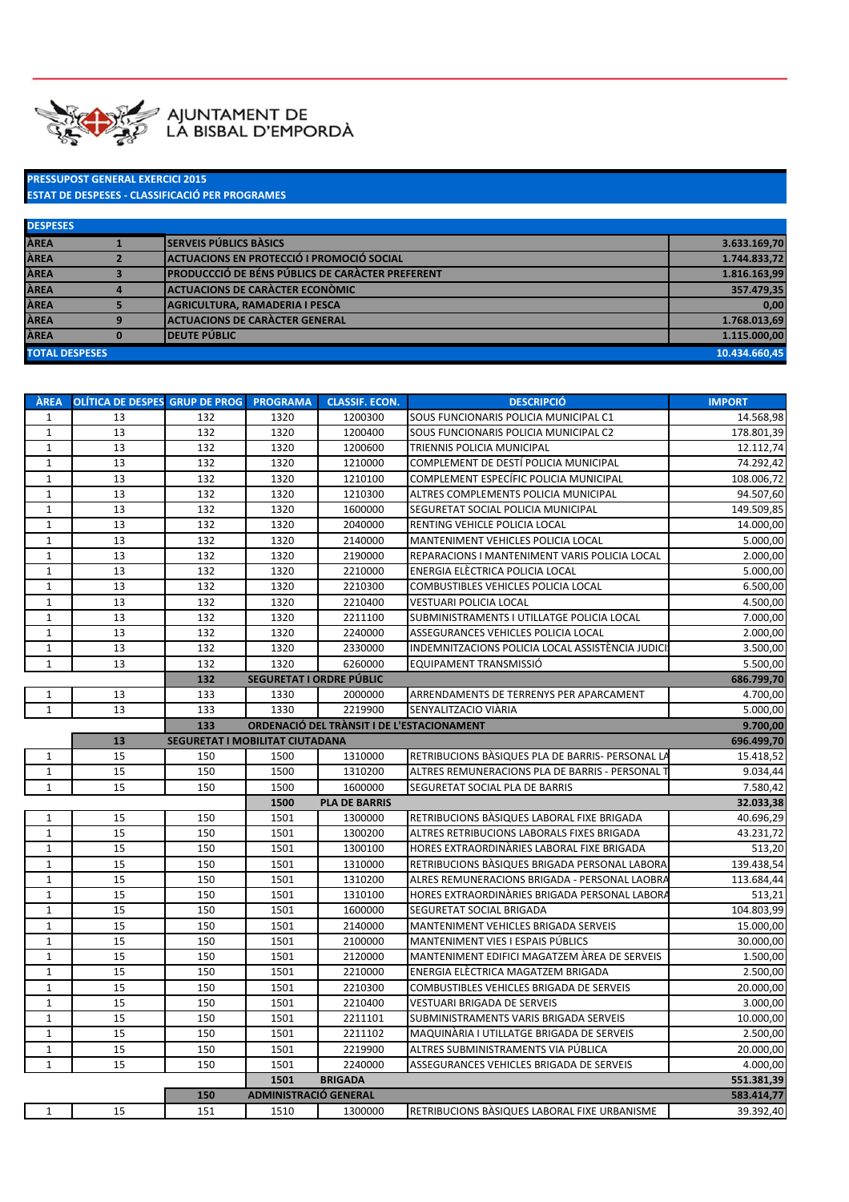AJUNTAMENT DE
LA BISBAL D'EMPORDÀ

**PRESSUPOST GENERAL EXERCICI 2015**
**ESTAT DE DESPESES - CLASSIFICACIÓ PER PROGRAMES**

| DESPESES | | | |
|---|---|---|---|
| ÀREA | 1 | SERVEIS PÚBLICS BÀSICS | 3.633.169,70 |
| ÀREA | 2 | ACTUACIONS EN PROTECCIÓ I PROMOCIÓ SOCIAL | 1.744.833,72 |
| ÀREA | 3 | PRODUCCCIÓ DE BÉNS PÚBLICS DE CARÀCTER PREFERENT | 1.816.163,99 |
| ÀREA | 4 | ACTUACIONS DE CARÀCTER ECONÒMIC | 357.479,35 |
| ÀREA | 5 | AGRICULTURA, RAMADERIA I PESCA | 0,00 |
| ÀREA | 9 | ACTUACIONS DE CARÀCTER GENERAL | 1.768.013,69 |
| ÀREA | 0 | DEUTE PÚBLIC | 1.115.000,00 |
| **TOTAL DESPESES** | | | **10.434.660,45** |

| ÀREA | OLÍTICA DE DESPES | GRUP DE PROG | PROGRAMA | CLASSIF. ECON. | DESCRIPCIÓ | IMPORT |
|---|---|---|---|---|---|---|
| 1 | 13 | 132 | 1320 | 1200300 | SOUS FUNCIONARIS POLICIA MUNICIPAL C1 | 14.568,98 |
| 1 | 13 | 132 | 1320 | 1200400 | SOUS FUNCIONARIS POLICIA MUNICIPAL C2 | 178.801,39 |
| 1 | 13 | 132 | 1320 | 1200600 | TRIENNIS POLICIA MUNICIPAL | 12.112,74 |
| 1 | 13 | 132 | 1320 | 1210000 | COMPLEMENT DE DESTÍ POLICIA MUNICIPAL | 74.292,42 |
| 1 | 13 | 132 | 1320 | 1210100 | COMPLEMENT ESPECÍFIC POLICIA MUNICIPAL | 108.006,72 |
| 1 | 13 | 132 | 1320 | 1210300 | ALTRES COMPLEMENTS POLICIA MUNICIPAL | 94.507,60 |
| 1 | 13 | 132 | 1320 | 1600000 | SEGURETAT SOCIAL POLICIA MUNICIPAL | 149.509,85 |
| 1 | 13 | 132 | 1320 | 2040000 | RENTING VEHICLE POLICIA LOCAL | 14.000,00 |
| 1 | 13 | 132 | 1320 | 2140000 | MANTENIMENT VEHICLES POLICIA LOCAL | 5.000,00 |
| 1 | 13 | 132 | 1320 | 2190000 | REPARACIONS I MANTENIMENT VARIS POLICIA LOCAL | 2.000,00 |
| 1 | 13 | 132 | 1320 | 2210000 | ENERGIA ELÈCTRICA POLICIA LOCAL | 5.000,00 |
| 1 | 13 | 132 | 1320 | 2210300 | COMBUSTIBLES VEHICLES POLICIA LOCAL | 6.500,00 |
| 1 | 13 | 132 | 1320 | 2210400 | VESTUARI POLICIA LOCAL | 4.500,00 |
| 1 | 13 | 132 | 1320 | 2211100 | SUBMINISTRAMENTS I UTILLATGE POLICIA LOCAL | 7.000,00 |
| 1 | 13 | 132 | 1320 | 2240000 | ASSEGURANCES VEHICLES POLICIA LOCAL | 2.000,00 |
| 1 | 13 | 132 | 1320 | 2330000 | INDEMNITZACIONS POLICIA LOCAL ASSISTÈNCIA JUDICI | 3.500,00 |
| 1 | 13 | 132 | 1320 | 6260000 | EQUIPAMENT TRANSMISSIÓ | 5.500,00 |
| | | **132** | **SEGURETAT I ORDRE PÚBLIC** | | | **686.799,70** |
| 1 | 13 | 133 | 1330 | 2000000 | ARRENDAMENTS DE TERRENYS PER APARCAMENT | 4.700,00 |
| 1 | 13 | 133 | 1330 | 2219900 | SENYALITZACIO VIÀRIA | 5.000,00 |
| | | **133** | **ORDENACIÓ DEL TRÀNSIT I DE L'ESTACIONAMENT** | | | **9.700,00** |
| | **13** | **SEGURETAT I MOBILITAT CIUTADANA** | | | | **696.499,70** |
| 1 | 15 | 150 | 1500 | 1310000 | RETRIBUCIONS BÀSIQUES PLA DE BARRIS- PERSONAL LA | 15.418,52 |
| 1 | 15 | 150 | 1500 | 1310200 | ALTRES REMUNERACIONS PLA DE BARRIS - PERSONAL T | 9.034,44 |
| 1 | 15 | 150 | 1500 | 1600000 | SEGURETAT SOCIAL PLA DE BARRIS | 7.580,42 |
| | | | **1500** | **PLA DE BARRIS** | | **32.033,38** |
| 1 | 15 | 150 | 1501 | 1300000 | RETRIBUCIONS BÀSIQUES LABORAL FIXE BRIGADA | 40.696,29 |
| 1 | 15 | 150 | 1501 | 1300200 | ALTRES RETRIBUCIONS LABORALS FIXES BRIGADA | 43.231,72 |
| 1 | 15 | 150 | 1501 | 1300100 | HORES EXTRAORDINÀRIES LABORAL FIXE BRIGADA | 513,20 |
| 1 | 15 | 150 | 1501 | 1310000 | RETRIBUCIONS BÀSIQUES BRIGADA PERSONAL LABORA | 139.438,54 |
| 1 | 15 | 150 | 1501 | 1310200 | ALRES REMUNERACIONS BRIGADA - PERSONAL LAOBRA | 113.684,44 |
| 1 | 15 | 150 | 1501 | 1310100 | HORES EXTRAORDINÀRIES BRIGADA PERSONAL LABORA | 513,21 |
| 1 | 15 | 150 | 1501 | 1600000 | SEGURETAT SOCIAL BRIGADA | 104.803,99 |
| 1 | 15 | 150 | 1501 | 2140000 | MANTENIMENT VEHICLES BRIGADA SERVEIS | 15.000,00 |
| 1 | 15 | 150 | 1501 | 2100000 | MANTENIMENT VIES I ESPAIS PÚBLICS | 30.000,00 |
| 1 | 15 | 150 | 1501 | 2120000 | MANTENIMENT EDIFICI MAGATZEM ÀREA DE SERVEIS | 1.500,00 |
| 1 | 15 | 150 | 1501 | 2210000 | ENERGIA ELÈCTRICA MAGATZEM BRIGADA | 2.500,00 |
| 1 | 15 | 150 | 1501 | 2210300 | COMBUSTIBLES VEHICLES BRIGADA DE SERVEIS | 20.000,00 |
| 1 | 15 | 150 | 1501 | 2210400 | VESTUARI BRIGADA DE SERVEIS | 3.000,00 |
| 1 | 15 | 150 | 1501 | 2211101 | SUBMINISTRAMENTS VARIS BRIGADA SERVEIS | 10.000,00 |
| 1 | 15 | 150 | 1501 | 2211102 | MAQUINÀRIA I UTILLATGE BRIGADA DE SERVEIS | 2.500,00 |
| 1 | 15 | 150 | 1501 | 2219900 | ALTRES SUBMINISTRAMENTS VIA PÚBLICA | 20.000,00 |
| 1 | 15 | 150 | 1501 | 2240000 | ASSEGURANCES VEHICLES BRIGADA DE SERVEIS | 4.000,00 |
| | | | **1501** | **BRIGADA** | | **551.381,39** |
| | | **150** | **ADMINISTRACIÓ GENERAL** | | | **583.414,77** |
| 1 | 15 | 151 | 1510 | 1300000 | RETRIBUCIONS BÀSIQUES LABORAL FIXE URBANISME | 39.392,40 |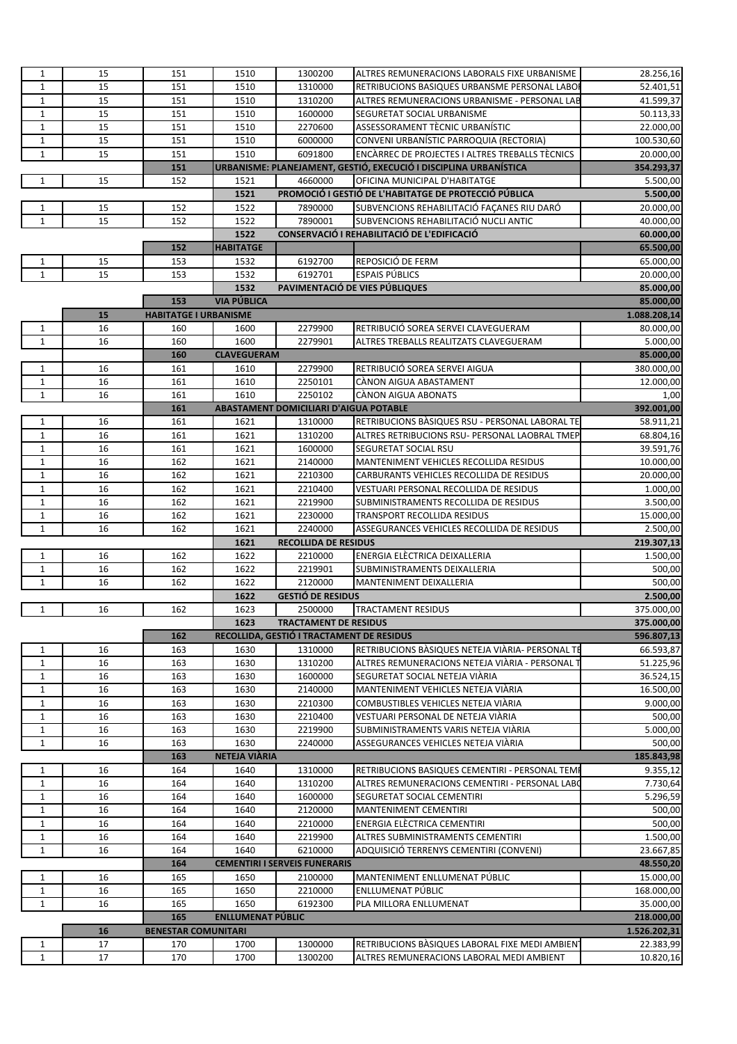| | | | | | | |
|---|---|---|---|---|---|---|
| 1 | 15 | 151 | 1510 | 1300200 | ALTRES REMUNERACIONS LABORALS FIXE URBANISME | 28.256,16 |
| 1 | 15 | 151 | 1510 | 1310000 | RETRIBUCIONS BASIQUES URBANSME PERSONAL LABOI | 52.401,51 |
| 1 | 15 | 151 | 1510 | 1310200 | ALTRES REMUNERACIONS URBANISME - PERSONAL LAB | 41.599,37 |
| 1 | 15 | 151 | 1510 | 1600000 | SEGURETAT SOCIAL URBANISME | 50.113,33 |
| 1 | 15 | 151 | 1510 | 2270600 | ASSESSORAMENT TÈCNIC URBANÍSTIC | 22.000,00 |
| 1 | 15 | 151 | 1510 | 6000000 | CONVENI URBANÍSTIC PARROQUIA (RECTORIA) | 100.530,60 |
| 1 | 15 | 151 | 1510 | 6091800 | ENCÀRREC DE PROJECTES I ALTRES TREBALLS TÈCNICS | 20.000,00 |
| | | **151** | **URBANISME: PLANEJAMENT, GESTIÓ, EXECUCIÓ I DISCIPLINA URBANÍSTICA** | | | **354.293,37** |
| 1 | 15 | 152 | 1521 | 4660000 | OFICINA MUNICIPAL D'HABITATGE | 5.500,00 |
| | | | **1521** | **PROMOCIÓ I GESTIÓ DE L'HABITATGE DE PROTECCIÓ PÚBLICA** | | **5.500,00** |
| 1 | 15 | 152 | 1522 | 7890000 | SUBVENCIONS REHABILITACIÓ FAÇANES RIU DARÓ | 20.000,00 |
| 1 | 15 | 152 | 1522 | 7890001 | SUBVENCIONS REHABILITACIÓ NUCLI ANTIC | 40.000,00 |
| | | | **1522** | **CONSERVACIÓ I REHABILITACIÓ DE L'EDIFICACIÓ** | | **60.000,00** |
| | | **152** | **HABITATGE** | | | **65.500,00** |
| 1 | 15 | 153 | 1532 | 6192700 | REPOSICIÓ DE FERM | 65.000,00 |
| 1 | 15 | 153 | 1532 | 6192701 | ESPAIS PÚBLICS | 20.000,00 |
| | | | **1532** | **PAVIMENTACIÓ DE VIES PÚBLIQUES** | | **85.000,00** |
| | | **153** | **VIA PÚBLICA** | | | **85.000,00** |
| | **15** | **HABITATGE I URBANISME** | | | | **1.088.208,14** |
| 1 | 16 | 160 | 1600 | 2279900 | RETRIBUCIÓ SOREA SERVEI CLAVEGUERAM | 80.000,00 |
| 1 | 16 | 160 | 1600 | 2279901 | ALTRES TREBALLS REALITZATS CLAVEGUERAM | 5.000,00 |
| | | **160** | **CLAVEGUERAM** | | | **85.000,00** |
| 1 | 16 | 161 | 1610 | 2279900 | RETRIBUCIÓ SOREA SERVEI AIGUA | 380.000,00 |
| 1 | 16 | 161 | 1610 | 2250101 | CÀNON AIGUA ABASTAMENT | 12.000,00 |
| 1 | 16 | 161 | 1610 | 2250102 | CÀNON AIGUA ABONATS | 1,00 |
| | | **161** | **ABASTAMENT DOMICILIARI D'AIGUA POTABLE** | | | **392.001,00** |
| 1 | 16 | 161 | 1621 | 1310000 | RETRIBUCIONS BÀSIQUES RSU - PERSONAL LABORAL TE | 58.911,21 |
| 1 | 16 | 161 | 1621 | 1310200 | ALTRES RETRIBUCIONS RSU- PERSONAL LAOBRAL TMEP | 68.804,16 |
| 1 | 16 | 161 | 1621 | 1600000 | SEGURETAT SOCIAL RSU | 39.591,76 |
| 1 | 16 | 162 | 1621 | 2140000 | MANTENIMENT VEHICLES RECOLLIDA RESIDUS | 10.000,00 |
| 1 | 16 | 162 | 1621 | 2210300 | CARBURANTS VEHICLES RECOLLIDA DE RESIDUS | 20.000,00 |
| 1 | 16 | 162 | 1621 | 2210400 | VESTUARI PERSONAL RECOLLIDA DE RESIDUS | 1.000,00 |
| 1 | 16 | 162 | 1621 | 2219900 | SUBMINISTRAMENTS RECOLLIDA DE RESIDUS | 3.500,00 |
| 1 | 16 | 162 | 1621 | 2230000 | TRANSPORT RECOLLIDA RESIDUS | 15.000,00 |
| 1 | 16 | 162 | 1621 | 2240000 | ASSEGURANCES VEHICLES RECOLLIDA DE RESIDUS | 2.500,00 |
| | | | **1621** | **RECOLLIDA DE RESIDUS** | | **219.307,13** |
| 1 | 16 | 162 | 1622 | 2210000 | ENERGIA ELÈCTRICA DEIXALLERIA | 1.500,00 |
| 1 | 16 | 162 | 1622 | 2219901 | SUBMINISTRAMENTS DEIXALLERIA | 500,00 |
| 1 | 16 | 162 | 1622 | 2120000 | MANTENIMENT DEIXALLERIA | 500,00 |
| | | | **1622** | **GESTIÓ DE RESIDUS** | | **2.500,00** |
| 1 | 16 | 162 | 1623 | 2500000 | TRACTAMENT RESIDUS | 375.000,00 |
| | | | **1623** | **TRACTAMENT DE RESIDUS** | | **375.000,00** |
| | | **162** | **RECOLLIDA, GESTIÓ I TRACTAMENT DE RESIDUS** | | | **596.807,13** |
| 1 | 16 | 163 | 1630 | 1310000 | RETRIBUCIONS BÀSIQUES NETEJA VIÀRIA- PERSONAL TE | 66.593,87 |
| 1 | 16 | 163 | 1630 | 1310200 | ALTRES REMUNERACIONS NETEJA VIÀRIA - PERSONAL T | 51.225,96 |
| 1 | 16 | 163 | 1630 | 1600000 | SEGURETAT SOCIAL NETEJA VIÀRIA | 36.524,15 |
| 1 | 16 | 163 | 1630 | 2140000 | MANTENIMENT VEHICLES NETEJA VIÀRIA | 16.500,00 |
| 1 | 16 | 163 | 1630 | 2210300 | COMBUSTIBLES VEHICLES NETEJA VIÀRIA | 9.000,00 |
| 1 | 16 | 163 | 1630 | 2210400 | VESTUARI PERSONAL DE NETEJA VIÀRIA | 500,00 |
| 1 | 16 | 163 | 1630 | 2219900 | SUBMINISTRAMENTS VARIS NETEJA VIÀRIA | 5.000,00 |
| 1 | 16 | 163 | 1630 | 2240000 | ASSEGURANCES VEHICLES NETEJA VIÀRIA | 500,00 |
| | | **163** | **NETEJA VIÀRIA** | | | **185.843,98** |
| 1 | 16 | 164 | 1640 | 1310000 | RETRIBUCIONS BASIQUES CEMENTIRI - PERSONAL TEMI | 9.355,12 |
| 1 | 16 | 164 | 1640 | 1310200 | ALTRES REMUNERACIONS CEMENTIRI - PERSONAL LABO | 7.730,64 |
| 1 | 16 | 164 | 1640 | 1600000 | SEGURETAT SOCIAL CEMENTIRI | 5.296,59 |
| 1 | 16 | 164 | 1640 | 2120000 | MANTENIMENT CEMENTIRI | 500,00 |
| 1 | 16 | 164 | 1640 | 2210000 | ENERGIA ELÈCTRICA CEMENTIRI | 500,00 |
| 1 | 16 | 164 | 1640 | 2219900 | ALTRES SUBMINISTRAMENTS CEMENTIRI | 1.500,00 |
| 1 | 16 | 164 | 1640 | 6210000 | ADQUISICIÓ TERRENYS CEMENTIRI (CONVENI) | 23.667,85 |
| | | **164** | **CEMENTIRI I SERVEIS FUNERARIS** | | | **48.550,20** |
| 1 | 16 | 165 | 1650 | 2100000 | MANTENIMENT ENLLUMENAT PÚBLIC | 15.000,00 |
| 1 | 16 | 165 | 1650 | 2210000 | ENLLUMENAT PÚBLIC | 168.000,00 |
| 1 | 16 | 165 | 1650 | 6192300 | PLA MILLORA ENLLUMENAT | 35.000,00 |
| | | **165** | **ENLLUMENAT PÚBLIC** | | | **218.000,00** |
| | **16** | **BENESTAR COMUNITARI** | | | | **1.526.202,31** |
| 1 | 17 | 170 | 1700 | 1300000 | RETRIBUCIONS BÀSIQUES LABORAL FIXE MEDI AMBIENT | 22.383,99 |
| 1 | 17 | 170 | 1700 | 1300200 | ALTRES REMUNERACIONS LABORAL MEDI AMBIENT | 10.820,16 |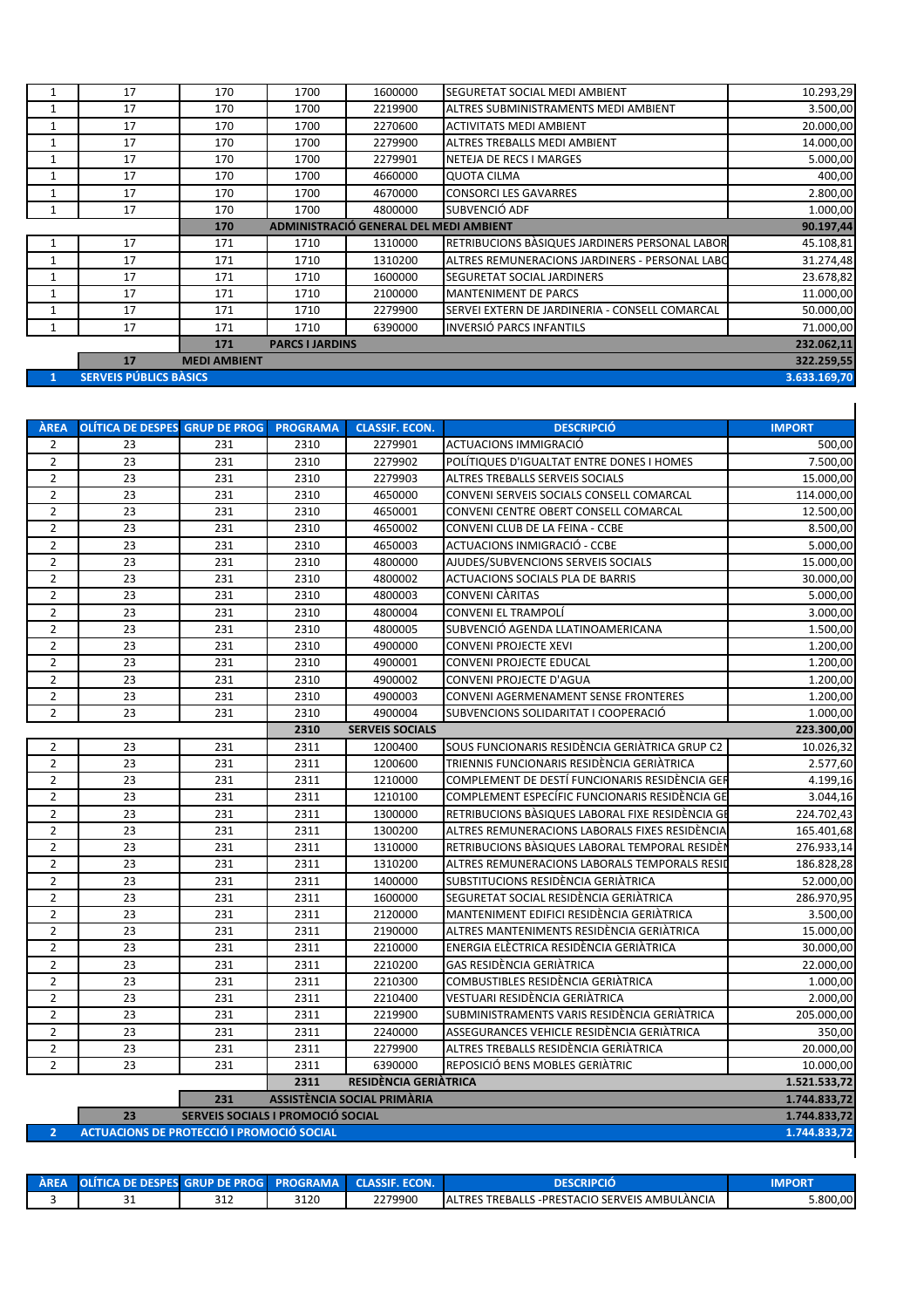| ÀREA | POLÍTICA DE DESPES | GRUP DE PROG | PROGRAMA | CLASSIF. ECON. | DESCRIPCIÓ | IMPORT |
|---|---|---|---|---|---|---|
| 1 | 17 | 170 | 1700 | 1600000 | SEGURETAT SOCIAL MEDI AMBIENT | 10.293,29 |
| 1 | 17 | 170 | 1700 | 2219900 | ALTRES SUBMINISTRAMENTS MEDI AMBIENT | 3.500,00 |
| 1 | 17 | 170 | 1700 | 2270600 | ACTIVITATS MEDI AMBIENT | 20.000,00 |
| 1 | 17 | 170 | 1700 | 2279900 | ALTRES TREBALLS MEDI AMBIENT | 14.000,00 |
| 1 | 17 | 170 | 1700 | 2279901 | NETEJA DE RECS I MARGES | 5.000,00 |
| 1 | 17 | 170 | 1700 | 4660000 | QUOTA CILMA | 400,00 |
| 1 | 17 | 170 | 1700 | 4670000 | CONSORCI LES GAVARRES | 2.800,00 |
| 1 | 17 | 170 | 1700 | 4800000 | SUBVENCIÓ ADF | 1.000,00 |
| | | **170** | **ADMINISTRACIÓ GENERAL DEL MEDI AMBIENT** | | | **90.197,44** |
| 1 | 17 | 171 | 1710 | 1310000 | RETRIBUCIONS BÀSIQUES JARDINERS PERSONAL LABOR | 45.108,81 |
| 1 | 17 | 171 | 1710 | 1310200 | ALTRES REMUNERACIONS JARDINERS - PERSONAL LABO | 31.274,48 |
| 1 | 17 | 171 | 1710 | 1600000 | SEGURETAT SOCIAL JARDINERS | 23.678,82 |
| 1 | 17 | 171 | 1710 | 2100000 | MANTENIMENT DE PARCS | 11.000,00 |
| 1 | 17 | 171 | 1710 | 2279900 | SERVEI EXTERN DE JARDINERIA - CONSELL COMARCAL | 50.000,00 |
| 1 | 17 | 171 | 1710 | 6390000 | INVERSIÓ PARCS INFANTILS | 71.000,00 |
| | | **171** | **PARCS I JARDINS** | | | **232.062,11** |
| | **17** | **MEDI AMBIENT** | | | | **322.259,55** |
| **1** | **SERVEIS PÚBLICS BÀSICS** | | | | | **3.633.169,70** |

| ÀREA | POLÍTICA DE DESPES | GRUP DE PROG | PROGRAMA | CLASSIF. ECON. | DESCRIPCIÓ | IMPORT |
|---|---|---|---|---|---|---|
| 2 | 23 | 231 | 2310 | 2279901 | ACTUACIONS IMMIGRACIÓ | 500,00 |
| 2 | 23 | 231 | 2310 | 2279902 | POLÍTIQUES D'IGUALTAT ENTRE DONES I HOMES | 7.500,00 |
| 2 | 23 | 231 | 2310 | 2279903 | ALTRES TREBALLS SERVEIS SOCIALS | 15.000,00 |
| 2 | 23 | 231 | 2310 | 4650000 | CONVENI SERVEIS SOCIALS CONSELL COMARCAL | 114.000,00 |
| 2 | 23 | 231 | 2310 | 4650001 | CONVENI CENTRE OBERT CONSELL COMARCAL | 12.500,00 |
| 2 | 23 | 231 | 2310 | 4650002 | CONVENI CLUB DE LA FEINA - CCBE | 8.500,00 |
| 2 | 23 | 231 | 2310 | 4650003 | ACTUACIONS INMIGRACIÓ - CCBE | 5.000,00 |
| 2 | 23 | 231 | 2310 | 4800000 | AJUDES/SUBVENCIONS SERVEIS SOCIALS | 15.000,00 |
| 2 | 23 | 231 | 2310 | 4800002 | ACTUACIONS SOCIALS PLA DE BARRIS | 30.000,00 |
| 2 | 23 | 231 | 2310 | 4800003 | CONVENI CÀRITAS | 5.000,00 |
| 2 | 23 | 231 | 2310 | 4800004 | CONVENI EL TRAMPOLÍ | 3.000,00 |
| 2 | 23 | 231 | 2310 | 4800005 | SUBVENCIÓ AGENDA LLATINOAMERICANA | 1.500,00 |
| 2 | 23 | 231 | 2310 | 4900000 | CONVENI PROJECTE XEVI | 1.200,00 |
| 2 | 23 | 231 | 2310 | 4900001 | CONVENI PROJECTE EDUCAL | 1.200,00 |
| 2 | 23 | 231 | 2310 | 4900002 | CONVENI PROJECTE D'AGUA | 1.200,00 |
| 2 | 23 | 231 | 2310 | 4900003 | CONVENI AGERMENAMENT SENSE FRONTERES | 1.200,00 |
| 2 | 23 | 231 | 2310 | 4900004 | SUBVENCIONS SOLIDARITAT I COOPERACIÓ | 1.000,00 |
| | | | **2310** | **SERVEIS SOCIALS** | | **223.300,00** |
| 2 | 23 | 231 | 2311 | 1200400 | SOUS FUNCIONARIS RESIDÈNCIA GERIÀTRICA GRUP C2 | 10.026,32 |
| 2 | 23 | 231 | 2311 | 1200600 | TRIENNIS FUNCIONARIS RESIDÈNCIA GERIÀTRICA | 2.577,60 |
| 2 | 23 | 231 | 2311 | 1210000 | COMPLEMENT DE DESTÍ FUNCIONARIS RESIDÈNCIA GER | 4.199,16 |
| 2 | 23 | 231 | 2311 | 1210100 | COMPLEMENT ESPECÍFIC FUNCIONARIS RESIDÈNCIA GE | 3.044,16 |
| 2 | 23 | 231 | 2311 | 1300000 | RETRIBUCIONS BÀSIQUES LABORAL FIXE RESIDÈNCIA GE | 224.702,43 |
| 2 | 23 | 231 | 2311 | 1300200 | ALTRES REMUNERACIONS LABORALS FIXES RESIDÈNCIA | 165.401,68 |
| 2 | 23 | 231 | 2311 | 1310000 | RETRIBUCIONS BÀSIQUES LABORAL TEMPORAL RESIDÈN | 276.933,14 |
| 2 | 23 | 231 | 2311 | 1310200 | ALTRES REMUNERACIONS LABORALS TEMPORALS RESID | 186.828,28 |
| 2 | 23 | 231 | 2311 | 1400000 | SUBSTITUCIONS RESIDÈNCIA GERIÀTRICA | 52.000,00 |
| 2 | 23 | 231 | 2311 | 1600000 | SEGURETAT SOCIAL RESIDÈNCIA GERIÀTRICA | 286.970,95 |
| 2 | 23 | 231 | 2311 | 2120000 | MANTENIMENT EDIFICI RESIDÈNCIA GERIÀTRICA | 3.500,00 |
| 2 | 23 | 231 | 2311 | 2190000 | ALTRES MANTENIMENTS RESIDÈNCIA GERIÀTRICA | 15.000,00 |
| 2 | 23 | 231 | 2311 | 2210000 | ENERGIA ELÈCTRICA RESIDÈNCIA GERIÀTRICA | 30.000,00 |
| 2 | 23 | 231 | 2311 | 2210200 | GAS RESIDÈNCIA GERIÀTRICA | 22.000,00 |
| 2 | 23 | 231 | 2311 | 2210300 | COMBUSTIBLES RESIDÈNCIA GERIÀTRICA | 1.000,00 |
| 2 | 23 | 231 | 2311 | 2210400 | VESTUARI RESIDÈNCIA GERIÀTRICA | 2.000,00 |
| 2 | 23 | 231 | 2311 | 2219900 | SUBMINISTRAMENTS VARIS RESIDÈNCIA GERIÀTRICA | 205.000,00 |
| 2 | 23 | 231 | 2311 | 2240000 | ASSEGURANCES VEHICLE RESIDÈNCIA GERIÀTRICA | 350,00 |
| 2 | 23 | 231 | 2311 | 2279900 | ALTRES TREBALLS RESIDÈNCIA GERIÀTRICA | 20.000,00 |
| 2 | 23 | 231 | 2311 | 6390000 | REPOSICIÓ BENS MOBLES GERIÀTRIC | 10.000,00 |
| | | | **2311** | **RESIDÈNCIA GERIÀTRICA** | | **1.521.533,72** |
| | | **231** | **ASSISTÈNCIA SOCIAL PRIMÀRIA** | | | **1.744.833,72** |
| | **23** | **SERVEIS SOCIALS I PROMOCIÓ SOCIAL** | | | | **1.744.833,72** |
| **2** | **ACTUACIONS DE PROTECCIÓ I PROMOCIÓ SOCIAL** | | | | | **1.744.833,72** |

| ÀREA | POLÍTICA DE DESPES | GRUP DE PROG | PROGRAMA | CLASSIF. ECON. | DESCRIPCIÓ | IMPORT |
|---|---|---|---|---|---|---|
| 3 | 31 | 312 | 3120 | 2279900 | ALTRES TREBALLS -PRESTACIO SERVEIS AMBULÀNCIA | 5.800,00 |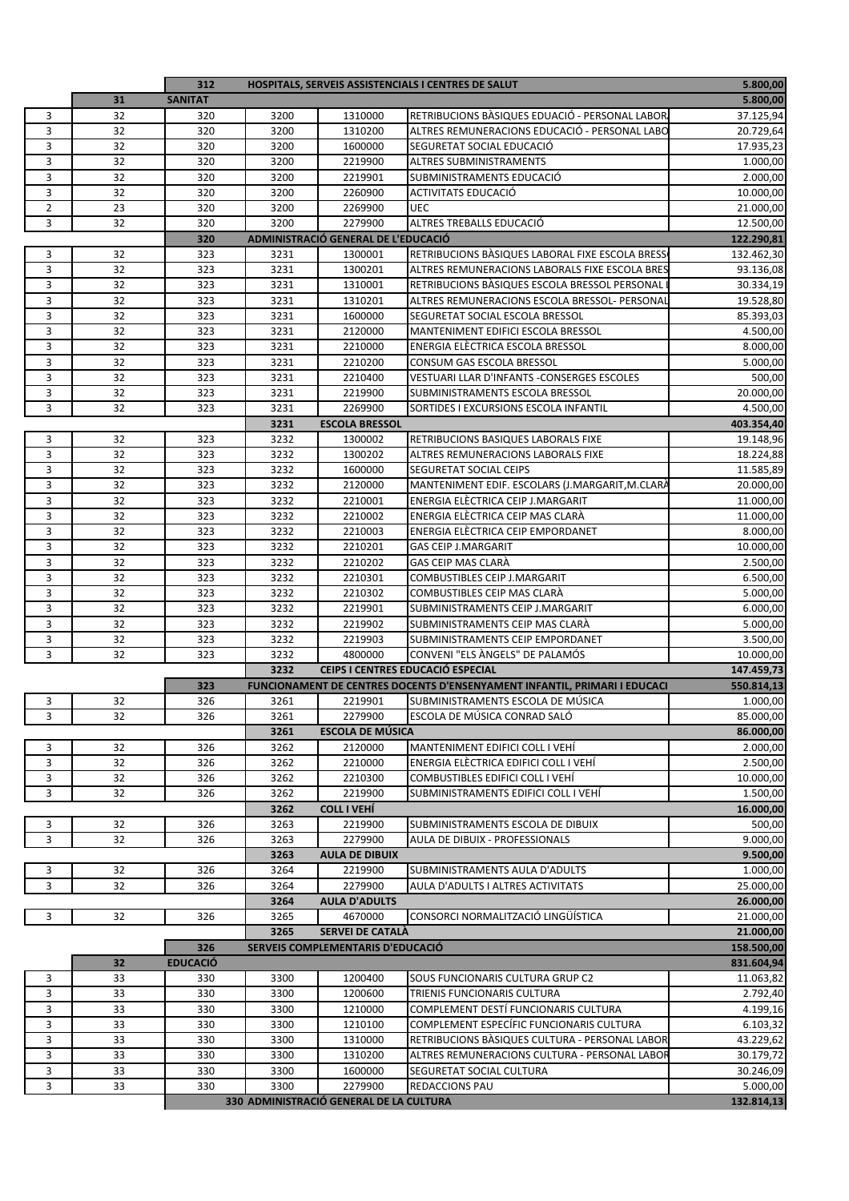| | | | | | | |
|---|---|---|---|---|---|---|
| | | 312 | HOSPITALS, SERVEIS ASSISTENCIALS I CENTRES DE SALUT | | | 5.800,00 |
| | 31 | SANITAT | | | | 5.800,00 |
| 3 | 32 | 320 | 3200 | 1310000 | RETRIBUCIONS BÀSIQUES EDUACIÓ - PERSONAL LABOR | 37.125,94 |
| 3 | 32 | 320 | 3200 | 1310200 | ALTRES REMUNERACIONS EDUCACIÓ - PERSONAL LABO | 20.729,64 |
| 3 | 32 | 320 | 3200 | 1600000 | SEGURETAT SOCIAL EDUCACIÓ | 17.935,23 |
| 3 | 32 | 320 | 3200 | 2219900 | ALTRES SUBMINISTRAMENTS | 1.000,00 |
| 3 | 32 | 320 | 3200 | 2219901 | SUBMINISTRAMENTS EDUCACIÓ | 2.000,00 |
| 3 | 32 | 320 | 3200 | 2260900 | ACTIVITATS EDUCACIÓ | 10.000,00 |
| 2 | 23 | 320 | 3200 | 2269900 | UEC | 21.000,00 |
| 3 | 32 | 320 | 3200 | 2279900 | ALTRES TREBALLS EDUCACIÓ | 12.500,00 |
| | | 320 | ADMINISTRACIÓ GENERAL DE L'EDUCACIÓ | | | 122.290,81 |
| 3 | 32 | 323 | 3231 | 1300001 | RETRIBUCIONS BÀSIQUES LABORAL FIXE ESCOLA BRESS | 132.462,30 |
| 3 | 32 | 323 | 3231 | 1300201 | ALTRES REMUNERACIONS LABORALS FIXE ESCOLA BRES | 93.136,08 |
| 3 | 32 | 323 | 3231 | 1310001 | RETRIBUCIONS BÀSIQUES ESCOLA BRESSOL PERSONAL | 30.334,19 |
| 3 | 32 | 323 | 3231 | 1310201 | ALTRES REMUNERACIONS ESCOLA BRESSOL- PERSONAL | 19.528,80 |
| 3 | 32 | 323 | 3231 | 1600000 | SEGURETAT SOCIAL ESCOLA BRESSOL | 85.393,03 |
| 3 | 32 | 323 | 3231 | 2120000 | MANTENIMENT EDIFICI ESCOLA BRESSOL | 4.500,00 |
| 3 | 32 | 323 | 3231 | 2210000 | ENERGIA ELÈCTRICA ESCOLA BRESSOL | 8.000,00 |
| 3 | 32 | 323 | 3231 | 2210200 | CONSUM GAS ESCOLA BRESSOL | 5.000,00 |
| 3 | 32 | 323 | 3231 | 2210400 | VESTUARI LLAR D'INFANTS -CONSERGES ESCOLES | 500,00 |
| 3 | 32 | 323 | 3231 | 2219900 | SUBMINISTRAMENTS ESCOLA BRESSOL | 20.000,00 |
| 3 | 32 | 323 | 3231 | 2269900 | SORTIDES I EXCURSIONS ESCOLA INFANTIL | 4.500,00 |
| | | | 3231 | ESCOLA BRESSOL | | 403.354,40 |
| 3 | 32 | 323 | 3232 | 1300002 | RETRIBUCIONS BASIQUES LABORALS FIXE | 19.148,96 |
| 3 | 32 | 323 | 3232 | 1300202 | ALTRES REMUNERACIONS LABORALS FIXE | 18.224,88 |
| 3 | 32 | 323 | 3232 | 1600000 | SEGURETAT SOCIAL CEIPS | 11.585,89 |
| 3 | 32 | 323 | 3232 | 2120000 | MANTENIMENT EDIF. ESCOLARS (J.MARGARIT,M.CLARÀ | 20.000,00 |
| 3 | 32 | 323 | 3232 | 2210001 | ENERGIA ELÈCTRICA CEIP J.MARGARIT | 11.000,00 |
| 3 | 32 | 323 | 3232 | 2210002 | ENERGIA ELÈCTRICA CEIP MAS CLARÀ | 11.000,00 |
| 3 | 32 | 323 | 3232 | 2210003 | ENERGIA ELÈCTRICA CEIP EMPORDANET | 8.000,00 |
| 3 | 32 | 323 | 3232 | 2210201 | GAS CEIP J.MARGARIT | 10.000,00 |
| 3 | 32 | 323 | 3232 | 2210202 | GAS CEIP MAS CLARÀ | 2.500,00 |
| 3 | 32 | 323 | 3232 | 2210301 | COMBUSTIBLES CEIP J.MARGARIT | 6.500,00 |
| 3 | 32 | 323 | 3232 | 2210302 | COMBUSTIBLES CEIP MAS CLARÀ | 5.000,00 |
| 3 | 32 | 323 | 3232 | 2219901 | SUBMINISTRAMENTS CEIP J.MARGARIT | 6.000,00 |
| 3 | 32 | 323 | 3232 | 2219902 | SUBMINISTRAMENTS CEIP MAS CLARÀ | 5.000,00 |
| 3 | 32 | 323 | 3232 | 2219903 | SUBMINISTRAMENTS CEIP EMPORDANET | 3.500,00 |
| 3 | 32 | 323 | 3232 | 4800000 | CONVENI "ELS ÀNGELS" DE PALAMÓS | 10.000,00 |
| | | | 3232 | CEIPS I CENTRES EDUCACIÓ ESPECIAL | | 147.459,73 |
| | | 323 | FUNCIONAMENT DE CENTRES DOCENTS D'ENSENYAMENT INFANTIL, PRIMARI I EDUCACI | | | 550.814,13 |
| 3 | 32 | 326 | 3261 | 2219901 | SUBMINISTRAMENTS ESCOLA DE MÚSICA | 1.000,00 |
| 3 | 32 | 326 | 3261 | 2279900 | ESCOLA DE MÚSICA CONRAD SALÓ | 85.000,00 |
| | | | 3261 | ESCOLA DE MÚSICA | | 86.000,00 |
| 3 | 32 | 326 | 3262 | 2120000 | MANTENIMENT EDIFICI COLL I VEHÍ | 2.000,00 |
| 3 | 32 | 326 | 3262 | 2210000 | ENERGIA ELÈCTRICA EDIFICI COLL I VEHÍ | 2.500,00 |
| 3 | 32 | 326 | 3262 | 2210300 | COMBUSTIBLES EDIFICI COLL I VEHÍ | 10.000,00 |
| 3 | 32 | 326 | 3262 | 2219900 | SUBMINISTRAMENTS EDIFICI COLL I VEHÍ | 1.500,00 |
| | | | 3262 | COLL I VEHÍ | | 16.000,00 |
| 3 | 32 | 326 | 3263 | 2219900 | SUBMINISTRAMENTS ESCOLA DE DIBUIX | 500,00 |
| 3 | 32 | 326 | 3263 | 2279900 | AULA DE DIBUIX - PROFESSIONALS | 9.000,00 |
| | | | 3263 | AULA DE DIBUIX | | 9.500,00 |
| 3 | 32 | 326 | 3264 | 2219900 | SUBMINISTRAMENTS AULA D'ADULTS | 1.000,00 |
| 3 | 32 | 326 | 3264 | 2279900 | AULA D'ADULTS I ALTRES ACTIVITATS | 25.000,00 |
| | | | 3264 | AULA D'ADULTS | | 26.000,00 |
| 3 | 32 | 326 | 3265 | 4670000 | CONSORCI NORMALITZACIÓ LINGÜÍSTICA | 21.000,00 |
| | | | 3265 | SERVEI DE CATALÀ | | 21.000,00 |
| | | 326 | SERVEIS COMPLEMENTARIS D'EDUCACIÓ | | | 158.500,00 |
| | 32 | EDUCACIÓ | | | | 831.604,94 |
| 3 | 33 | 330 | 3300 | 1200400 | SOUS FUNCIONARIS CULTURA GRUP C2 | 11.063,82 |
| 3 | 33 | 330 | 3300 | 1200600 | TRIENIS FUNCIONARIS CULTURA | 2.792,40 |
| 3 | 33 | 330 | 3300 | 1210000 | COMPLEMENT DESTÍ FUNCIONARIS CULTURA | 4.199,16 |
| 3 | 33 | 330 | 3300 | 1210100 | COMPLEMENT ESPECÍFIC FUNCIONARIS CULTURA | 6.103,32 |
| 3 | 33 | 330 | 3300 | 1310000 | RETRIBUCIONS BÀSIQUES CULTURA - PERSONAL LABOR | 43.229,62 |
| 3 | 33 | 330 | 3300 | 1310200 | ALTRES REMUNERACIONS CULTURA - PERSONAL LABOR | 30.179,72 |
| 3 | 33 | 330 | 3300 | 1600000 | SEGURETAT SOCIAL CULTURA | 30.246,09 |
| 3 | 33 | 330 | 3300 | 2279900 | REDACCIONS PAU | 5.000,00 |
| | | 330 ADMINISTRACIÓ GENERAL DE LA CULTURA | | | | 132.814,13 |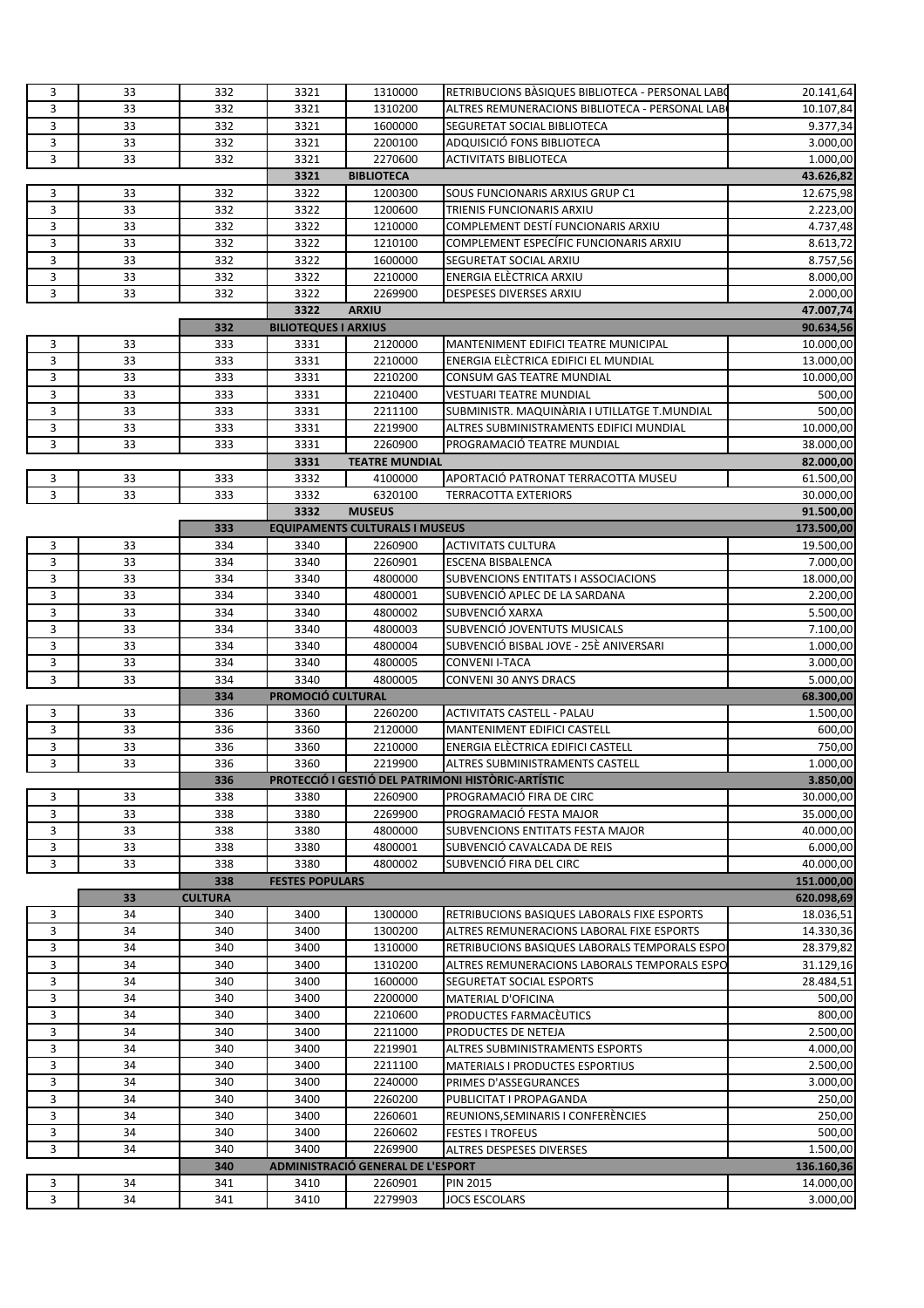| | | | | | | |
|---|---|---|---|---|---|---|
| 3 | 33 | 332 | 3321 | 1310000 | RETRIBUCIONS BÀSIQUES BIBLIOTECA - PERSONAL LABO | 20.141,64 |
| 3 | 33 | 332 | 3321 | 1310200 | ALTRES REMUNERACIONS BIBLIOTECA - PERSONAL LAB | 10.107,84 |
| 3 | 33 | 332 | 3321 | 1600000 | SEGURETAT SOCIAL BIBLIOTECA | 9.377,34 |
| 3 | 33 | 332 | 3321 | 2200100 | ADQUISICIÓ FONS BIBLIOTECA | 3.000,00 |
| 3 | 33 | 332 | 3321 | 2270600 | ACTIVITATS BIBLIOTECA | 1.000,00 |
| | | | **3321** | **BIBLIOTECA** | | **43.626,82** |
| 3 | 33 | 332 | 3322 | 1200300 | SOUS FUNCIONARIS ARXIUS GRUP C1 | 12.675,98 |
| 3 | 33 | 332 | 3322 | 1200600 | TRIENIS FUNCIONARIS ARXIU | 2.223,00 |
| 3 | 33 | 332 | 3322 | 1210000 | COMPLEMENT DESTÍ FUNCIONARIS ARXIU | 4.737,48 |
| 3 | 33 | 332 | 3322 | 1210100 | COMPLEMENT ESPECÍFIC FUNCIONARIS ARXIU | 8.613,72 |
| 3 | 33 | 332 | 3322 | 1600000 | SEGURETAT SOCIAL ARXIU | 8.757,56 |
| 3 | 33 | 332 | 3322 | 2210000 | ENERGIA ELÈCTRICA ARXIU | 8.000,00 |
| 3 | 33 | 332 | 3322 | 2269900 | DESPESES DIVERSES ARXIU | 2.000,00 |
| | | | **3322** | **ARXIU** | | **47.007,74** |
| | | **332** | **BILIOTEQUES I ARXIUS** | | | **90.634,56** |
| 3 | 33 | 333 | 3331 | 2120000 | MANTENIMENT EDIFICI TEATRE MUNICIPAL | 10.000,00 |
| 3 | 33 | 333 | 3331 | 2210000 | ENERGIA ELÈCTRICA EDIFICI EL MUNDIAL | 13.000,00 |
| 3 | 33 | 333 | 3331 | 2210200 | CONSUM GAS TEATRE MUNDIAL | 10.000,00 |
| 3 | 33 | 333 | 3331 | 2210400 | VESTUARI TEATRE MUNDIAL | 500,00 |
| 3 | 33 | 333 | 3331 | 2211100 | SUBMINISTR. MAQUINÀRIA I UTILLATGE T.MUNDIAL | 500,00 |
| 3 | 33 | 333 | 3331 | 2219900 | ALTRES SUBMINISTRAMENTS EDIFICI MUNDIAL | 10.000,00 |
| 3 | 33 | 333 | 3331 | 2260900 | PROGRAMACIÓ TEATRE MUNDIAL | 38.000,00 |
| | | | **3331** | **TEATRE MUNDIAL** | | **82.000,00** |
| 3 | 33 | 333 | 3332 | 4100000 | APORTACIÓ PATRONAT TERRACOTTA MUSEU | 61.500,00 |
| 3 | 33 | 333 | 3332 | 6320100 | TERRACOTTA EXTERIORS | 30.000,00 |
| | | | **3332** | **MUSEUS** | | **91.500,00** |
| | | **333** | **EQUIPAMENTS CULTURALS I MUSEUS** | | | **173.500,00** |
| 3 | 33 | 334 | 3340 | 2260900 | ACTIVITATS CULTURA | 19.500,00 |
| 3 | 33 | 334 | 3340 | 2260901 | ESCENA BISBALENCA | 7.000,00 |
| 3 | 33 | 334 | 3340 | 4800000 | SUBVENCIONS ENTITATS I ASSOCIACIONS | 18.000,00 |
| 3 | 33 | 334 | 3340 | 4800001 | SUBVENCIÓ APLEC DE LA SARDANA | 2.200,00 |
| 3 | 33 | 334 | 3340 | 4800002 | SUBVENCIÓ XARXA | 5.500,00 |
| 3 | 33 | 334 | 3340 | 4800003 | SUBVENCIÓ JOVENTUTS MUSICALS | 7.100,00 |
| 3 | 33 | 334 | 3340 | 4800004 | SUBVENCIÓ BISBAL JOVE - 25È ANIVERSARI | 1.000,00 |
| 3 | 33 | 334 | 3340 | 4800005 | CONVENI I-TACA | 3.000,00 |
| 3 | 33 | 334 | 3340 | 4800005 | CONVENI 30 ANYS DRACS | 5.000,00 |
| | | **334** | **PROMOCIÓ CULTURAL** | | | **68.300,00** |
| 3 | 33 | 336 | 3360 | 2260200 | ACTIVITATS CASTELL - PALAU | 1.500,00 |
| 3 | 33 | 336 | 3360 | 2120000 | MANTENIMENT EDIFICI CASTELL | 600,00 |
| 3 | 33 | 336 | 3360 | 2210000 | ENERGIA ELÈCTRICA EDIFICI CASTELL | 750,00 |
| 3 | 33 | 336 | 3360 | 2219900 | ALTRES SUBMINISTRAMENTS CASTELL | 1.000,00 |
| | | **336** | **PROTECCIÓ I GESTIÓ DEL PATRIMONI HISTÒRIC-ARTÍSTIC** | | | **3.850,00** |
| 3 | 33 | 338 | 3380 | 2260900 | PROGRAMACIÓ FIRA DE CIRC | 30.000,00 |
| 3 | 33 | 338 | 3380 | 2269900 | PROGRAMACIÓ FESTA MAJOR | 35.000,00 |
| 3 | 33 | 338 | 3380 | 4800000 | SUBVENCIONS ENTITATS FESTA MAJOR | 40.000,00 |
| 3 | 33 | 338 | 3380 | 4800001 | SUBVENCIÓ CAVALCADA DE REIS | 6.000,00 |
| 3 | 33 | 338 | 3380 | 4800002 | SUBVENCIÓ FIRA DEL CIRC | 40.000,00 |
| | | **338** | **FESTES POPULARS** | | | **151.000,00** |
| | **33** | **CULTURA** | | | | **620.098,69** |
| 3 | 34 | 340 | 3400 | 1300000 | RETRIBUCIONS BASIQUES LABORALS FIXE ESPORTS | 18.036,51 |
| 3 | 34 | 340 | 3400 | 1300200 | ALTRES REMUNERACIONS LABORAL FIXE ESPORTS | 14.330,36 |
| 3 | 34 | 340 | 3400 | 1310000 | RETRIBUCIONS BASIQUES LABORALS TEMPORALS ESPO | 28.379,82 |
| 3 | 34 | 340 | 3400 | 1310200 | ALTRES REMUNERACIONS LABORALS TEMPORALS ESPO | 31.129,16 |
| 3 | 34 | 340 | 3400 | 1600000 | SEGURETAT SOCIAL ESPORTS | 28.484,51 |
| 3 | 34 | 340 | 3400 | 2200000 | MATERIAL D'OFICINA | 500,00 |
| 3 | 34 | 340 | 3400 | 2210600 | PRODUCTES FARMACÈUTICS | 800,00 |
| 3 | 34 | 340 | 3400 | 2211000 | PRODUCTES DE NETEJA | 2.500,00 |
| 3 | 34 | 340 | 3400 | 2219901 | ALTRES SUBMINISTRAMENTS ESPORTS | 4.000,00 |
| 3 | 34 | 340 | 3400 | 2211100 | MATERIALS I PRODUCTES ESPORTIUS | 2.500,00 |
| 3 | 34 | 340 | 3400 | 2240000 | PRIMES D'ASSEGURANCES | 3.000,00 |
| 3 | 34 | 340 | 3400 | 2260200 | PUBLICITAT I PROPAGANDA | 250,00 |
| 3 | 34 | 340 | 3400 | 2260601 | REUNIONS,SEMINARIS I CONFERÈNCIES | 250,00 |
| 3 | 34 | 340 | 3400 | 2260602 | FESTES I TROFEUS | 500,00 |
| 3 | 34 | 340 | 3400 | 2269900 | ALTRES DESPESES DIVERSES | 1.500,00 |
| | | **340** | **ADMINISTRACIÓ GENERAL DE L'ESPORT** | | | **136.160,36** |
| 3 | 34 | 341 | 3410 | 2260901 | PIN 2015 | 14.000,00 |
| 3 | 34 | 341 | 3410 | 2279903 | JOCS ESCOLARS | 3.000,00 |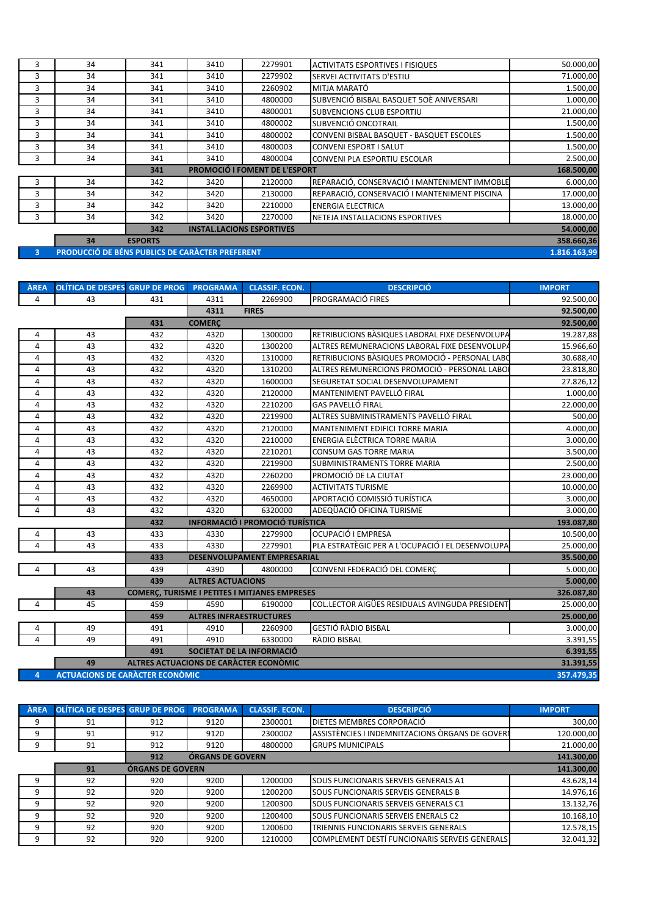| | | | | | | |
|---|---|---|---|---|---|---|
| 3 | 34 | 341 | 3410 | 2279901 | ACTIVITATS ESPORTIVES I FISIQUES | 50.000,00 |
| 3 | 34 | 341 | 3410 | 2279902 | SERVEI ACTIVITATS D'ESTIU | 71.000,00 |
| 3 | 34 | 341 | 3410 | 2260902 | MITJA MARATÓ | 1.500,00 |
| 3 | 34 | 341 | 3410 | 4800000 | SUBVENCIÓ BISBAL BASQUET 50È ANIVERSARI | 1.000,00 |
| 3 | 34 | 341 | 3410 | 4800001 | SUBVENCIONS CLUB ESPORTIU | 21.000,00 |
| 3 | 34 | 341 | 3410 | 4800002 | SUBVENCIÓ ONCOTRAIL | 1.500,00 |
| 3 | 34 | 341 | 3410 | 4800002 | CONVENI BISBAL BASQUET - BASQUET ESCOLES | 1.500,00 |
| 3 | 34 | 341 | 3410 | 4800003 | CONVENI ESPORT I SALUT | 1.500,00 |
| 3 | 34 | 341 | 3410 | 4800004 | CONVENI PLA ESPORTIU ESCOLAR | 2.500,00 |
| | | **341** | **PROMOCIÓ I FOMENT DE L'ESPORT** | | | **168.500,00** |
| 3 | 34 | 342 | 3420 | 2120000 | REPARACIÓ, CONSERVACIÓ I MANTENIMENT IMMOBLE | 6.000,00 |
| 3 | 34 | 342 | 3420 | 2130000 | REPARACIÓ, CONSERVACIÓ I MANTENIMENT PISCINA | 17.000,00 |
| 3 | 34 | 342 | 3420 | 2210000 | ENERGIA ELECTRICA | 13.000,00 |
| 3 | 34 | 342 | 3420 | 2270000 | NETEJA INSTALLACIONS ESPORTIVES | 18.000,00 |
| | | **342** | **INSTAL.LACIONS ESPORTIVES** | | | **54.000,00** |
| | **34** | **ESPORTS** | | | | **358.660,36** |
| **3** | **PRODUCCIÓ DE BÉNS PUBLICS DE CARÀCTER PREFERENT** | | | | | **1.816.163,99** |

| ÀREA | OLÍTICA DE DESPES | GRUP DE PROG | PROGRAMA | CLASSIF. ECON. | DESCRIPCIÓ | IMPORT |
|---|---|---|---|---|---|---|
| 4 | 43 | 431 | 4311 | 2269900 | PROGRAMACIÓ FIRES | 92.500,00 |
| | | | **4311** | **FIRES** | | **92.500,00** |
| | | **431** | **COMERÇ** | | | **92.500,00** |
| 4 | 43 | 432 | 4320 | 1300000 | RETRIBUCIONS BÀSIQUES LABORAL FIXE DESENVOLUPA | 19.287,88 |
| 4 | 43 | 432 | 4320 | 1300200 | ALTRES REMUNERACIONS LABORAL FIXE DESENVOLUPA | 15.966,60 |
| 4 | 43 | 432 | 4320 | 1310000 | RETRIBUCIONS BÀSIQUES PROMOCIÓ - PERSONAL LABO | 30.688,40 |
| 4 | 43 | 432 | 4320 | 1310200 | ALTRES REMUNERCIONS PROMOCIÓ - PERSONAL LABO | 23.818,80 |
| 4 | 43 | 432 | 4320 | 1600000 | SEGURETAT SOCIAL DESENVOLUPAMENT | 27.826,12 |
| 4 | 43 | 432 | 4320 | 2120000 | MANTENIMENT PAVELLÓ FIRAL | 1.000,00 |
| 4 | 43 | 432 | 4320 | 2210200 | GAS PAVELLÓ FIRAL | 22.000,00 |
| 4 | 43 | 432 | 4320 | 2219900 | ALTRES SUBMINISTRAMENTS PAVELLÓ FIRAL | 500,00 |
| 4 | 43 | 432 | 4320 | 2120000 | MANTENIMENT EDIFICI TORRE MARIA | 4.000,00 |
| 4 | 43 | 432 | 4320 | 2210000 | ENERGIA ELÈCTRICA TORRE MARIA | 3.000,00 |
| 4 | 43 | 432 | 4320 | 2210201 | CONSUM GAS TORRE MARIA | 3.500,00 |
| 4 | 43 | 432 | 4320 | 2219900 | SUBMINISTRAMENTS TORRE MARIA | 2.500,00 |
| 4 | 43 | 432 | 4320 | 2260200 | PROMOCIÓ DE LA CIUTAT | 23.000,00 |
| 4 | 43 | 432 | 4320 | 2269900 | ACTIVITATS TURISME | 10.000,00 |
| 4 | 43 | 432 | 4320 | 4650000 | APORTACIÓ COMISSIÓ TURÍSTICA | 3.000,00 |
| 4 | 43 | 432 | 4320 | 6320000 | ADEQÜACIÓ OFICINA TURISME | 3.000,00 |
| | | **432** | **INFORMACIÓ I PROMOCIÓ TURÍSTICA** | | | **193.087,80** |
| 4 | 43 | 433 | 4330 | 2279900 | OCUPACIÓ I EMPRESA | 10.500,00 |
| 4 | 43 | 433 | 4330 | 2279901 | PLA ESTRATÈGIC PER A L'OCUPACIÓ I EL DESENVOLUPA | 25.000,00 |
| | | **433** | **DESENVOLUPAMENT EMPRESARIAL** | | | **35.500,00** |
| 4 | 43 | 439 | 4390 | 4800000 | CONVENI FEDERACIÓ DEL COMERÇ | 5.000,00 |
| | | **439** | **ALTRES ACTUACIONS** | | | **5.000,00** |
| | **43** | **COMERÇ, TURISME I PETITES I MITJANES EMPRESES** | | | | **326.087,80** |
| 4 | 45 | 459 | 4590 | 6190000 | COL.LECTOR AIGÜES RESIDUALS AVINGUDA PRESIDENT | 25.000,00 |
| | | **459** | **ALTRES INFRAESTRUCTURES** | | | **25.000,00** |
| 4 | 49 | 491 | 4910 | 2260900 | GESTIÓ RÀDIO BISBAL | 3.000,00 |
| 4 | 49 | 491 | 4910 | 6330000 | RÀDIO BISBAL | 3.391,55 |
| | | **491** | **SOCIETAT DE LA INFORMACIÓ** | | | **6.391,55** |
| | **49** | **ALTRES ACTUACIONS DE CARÀCTER ECONÒMIC** | | | | **31.391,55** |
| **4** | **ACTUACIONS DE CARÀCTER ECONÒMIC** | | | | | **357.479,35** |

| ÀREA | OLÍTICA DE DESPES | GRUP DE PROG | PROGRAMA | CLASSIF. ECON. | DESCRIPCIÓ | IMPORT |
|---|---|---|---|---|---|---|
| 9 | 91 | 912 | 9120 | 2300001 | DIETES MEMBRES CORPORACIÓ | 300,00 |
| 9 | 91 | 912 | 9120 | 2300002 | ASSISTÈNCIES I INDEMNITZACIONS ÒRGANS DE GOVERI | 120.000,00 |
| 9 | 91 | 912 | 9120 | 4800000 | GRUPS MUNICIPALS | 21.000,00 |
| | | **912** | **ÓRGANS DE GOVERN** | | | **141.300,00** |
| | **91** | **ÓRGANS DE GOVERN** | | | | **141.300,00** |
| 9 | 92 | 920 | 9200 | 1200000 | SOUS FUNCIONARIS SERVEIS GENERALS A1 | 43.628,14 |
| 9 | 92 | 920 | 9200 | 1200200 | SOUS FUNCIONARIS SERVEIS GENERALS B | 14.976,16 |
| 9 | 92 | 920 | 9200 | 1200300 | SOUS FUNCIONARIS SERVEIS GENERALS C1 | 13.132,76 |
| 9 | 92 | 920 | 9200 | 1200400 | SOUS FUNCIONARIS SERVEIS ENERALS C2 | 10.168,10 |
| 9 | 92 | 920 | 9200 | 1200600 | TRIENNIS FUNCIONARIS SERVEIS GENERALS | 12.578,15 |
| 9 | 92 | 920 | 9200 | 1210000 | COMPLEMENT DESTÍ FUNCIONARIS SERVEIS GENERALS | 32.041,32 |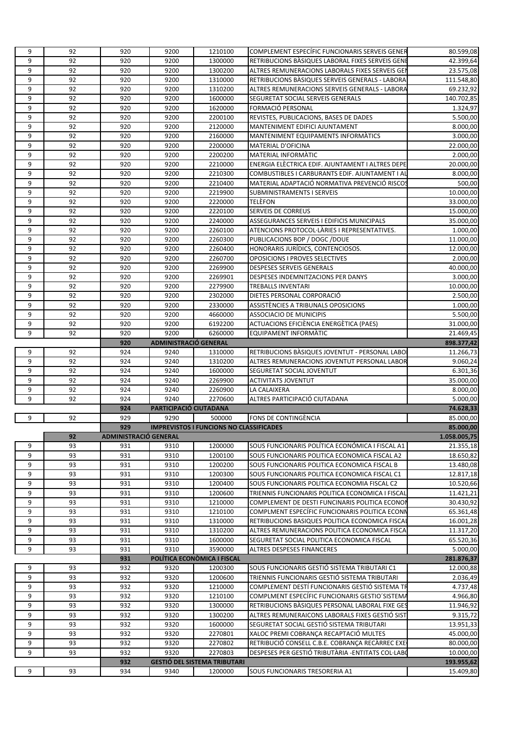| | | | | | | |
|---|---|---|---|---|---|---|
| 9 | 92 | 920 | 9200 | 1210100 | COMPLEMENT ESPECÍFIC FUNCIONARIS SERVEIS GENER | 80.599,08 |
| 9 | 92 | 920 | 9200 | 1300000 | RETRIBUCIONS BÀSIQUES LABORAL FIXES SERVEIS GENE | 42.399,64 |
| 9 | 92 | 920 | 9200 | 1300200 | ALTRES REMUNERACIONS LABORALS FIXES SERVEIS GEN | 23.575,08 |
| 9 | 92 | 920 | 9200 | 1310000 | RETRIBUCIONS BÀSIQUES SERVEIS GENERALS - LABORA | 111.548,80 |
| 9 | 92 | 920 | 9200 | 1310200 | ALTRES REMUNERACIONS SERVEIS GENERALS - LABORA | 69.232,92 |
| 9 | 92 | 920 | 9200 | 1600000 | SEGURETAT SOCIAL SERVEIS GENERALS | 140.702,85 |
| 9 | 92 | 920 | 9200 | 1620000 | FORMACIÓ PERSONAL | 1.324,97 |
| 9 | 92 | 920 | 9200 | 2200100 | REVISTES, PUBLICACIONS, BASES DE DADES | 5.500,00 |
| 9 | 92 | 920 | 9200 | 2120000 | MANTENIMENT EDIFICI AJUNTAMENT | 8.000,00 |
| 9 | 92 | 920 | 9200 | 2160000 | MANTENIMENT EQUIPAMENTS INFORMÀTICS | 3.000,00 |
| 9 | 92 | 920 | 9200 | 2200000 | MATERIAL D'OFICINA | 22.000,00 |
| 9 | 92 | 920 | 9200 | 2200200 | MATERIAL INFORMÀTIC | 2.000,00 |
| 9 | 92 | 920 | 9200 | 2210000 | ENERGIA ELÈCTRICA EDIF. AJUNTAMENT I ALTRES DEPE | 20.000,00 |
| 9 | 92 | 920 | 9200 | 2210300 | COMBUSTIBLES I CARBURANTS EDIF. AJUNTAMENT I AL | 8.000,00 |
| 9 | 92 | 920 | 9200 | 2210400 | MATERIAL ADAPTACIÓ NORMATIVA PREVENCIÓ RISCOS | 500,00 |
| 9 | 92 | 920 | 9200 | 2219900 | SUBMINISTRAMENTS I SERVEIS | 10.000,00 |
| 9 | 92 | 920 | 9200 | 2220000 | TELÈFON | 33.000,00 |
| 9 | 92 | 920 | 9200 | 2220100 | SERVEIS DE CORREUS | 15.000,00 |
| 9 | 92 | 920 | 9200 | 2240000 | ASSEGURANCES SERVEIS I EDIFICIS MUNICIPALS | 35.000,00 |
| 9 | 92 | 920 | 9200 | 2260100 | ATENCIONS PROTOCOL·LÀRIES I REPRESENTATIVES. | 1.000,00 |
| 9 | 92 | 920 | 9200 | 2260300 | PUBLICACIONS BOP / DOGC /DOUE | 11.000,00 |
| 9 | 92 | 920 | 9200 | 2260400 | HONORARIS JURÍDICS, CONTENCIOSOS. | 12.000,00 |
| 9 | 92 | 920 | 9200 | 2260700 | OPOSICIONS I PROVES SELECTIVES | 2.000,00 |
| 9 | 92 | 920 | 9200 | 2269900 | DESPESES SERVEIS GENERALS | 40.000,00 |
| 9 | 92 | 920 | 9200 | 2269901 | DESPESES INDEMNITZACIONS PER DANYS | 3.000,00 |
| 9 | 92 | 920 | 9200 | 2279900 | TREBALLS INVENTARI | 10.000,00 |
| 9 | 92 | 920 | 9200 | 2302000 | DIETES PERSONAL CORPORACIÓ | 2.500,00 |
| 9 | 92 | 920 | 9200 | 2330000 | ASSISTÈNCIES A TRIBUNALS OPOSICIONS | 1.000,00 |
| 9 | 92 | 920 | 9200 | 4660000 | ASSOCIACIO DE MUNICIPIS | 5.500,00 |
| 9 | 92 | 920 | 9200 | 6192200 | ACTUACIONS EFICIÈNCIA ENERGÈTICA (PAES) | 31.000,00 |
| 9 | 92 | 920 | 9200 | 6260000 | EQUIPAMENT INFORMÀTIC | 21.469,45 |
| | | **920** | **ADMINISTRACIÓ GENERAL** | | | **898.377,42** |
| 9 | 92 | 924 | 9240 | 1310000 | RETRIBUCIONS BÀSIQUES JOVENTUT - PERSONAL LABO | 11.266,73 |
| 9 | 92 | 924 | 9240 | 1310200 | ALTRES REMUNERACIONS JOVENTUT PERSONAL LABOR | 9.060,24 |
| 9 | 92 | 924 | 9240 | 1600000 | SEGURETAT SOCIAL JOVENTUT | 6.301,36 |
| 9 | 92 | 924 | 9240 | 2269900 | ACTIVITATS JOVENTUT | 35.000,00 |
| 9 | 92 | 924 | 9240 | 2260900 | LA CALAIXERA | 8.000,00 |
| 9 | 92 | 924 | 9240 | 2270600 | ALTRES PARTICIPACIÓ CIUTADANA | 5.000,00 |
| | | **924** | **PARTICIPACIÓ CIUTADANA** | | | **74.628,33** |
| 9 | 92 | 929 | 9290 | 500000 | FONS DE CONTINGÈNCIA | 85.000,00 |
| | | **929** | **IMPREVISTOS I FUNCIONS NO CLASSIFICADES** | | | **85.000,00** |
| | **92** | **ADMINISTRACIÓ GENERAL** | | | | **1.058.005,75** |
| 9 | 93 | 931 | 9310 | 1200000 | SOUS FUNCIONARIS POLÍTICA ECONÓMICA I FISCAL A1 | 21.355,18 |
| 9 | 93 | 931 | 9310 | 1200100 | SOUS FUNCIONARIS POLITICA ECONOMICA FISCAL A2 | 18.650,82 |
| 9 | 93 | 931 | 9310 | 1200200 | SOUS FUNCIONARIS POLITICA ECONOMICA FISCAL B | 13.480,08 |
| 9 | 93 | 931 | 9310 | 1200300 | SOUS FUNCIONARIS POLITICA ECONOMICA FISCAL C1 | 12.817,18 |
| 9 | 93 | 931 | 9310 | 1200400 | SOUS FUNCIONARIS POLITICA ECONOMIA FISCAL C2 | 10.520,66 |
| 9 | 93 | 931 | 9310 | 1200600 | TRIENNIS FUNCIONARIS POLITICA ECONOMICA I FISCAL | 11.421,21 |
| 9 | 93 | 931 | 9310 | 1210000 | COMPLEMENT DE DESTI FUNCINARIS POLITICA ECONON | 30.430,92 |
| 9 | 93 | 931 | 9310 | 1210100 | COMPLMENT ESPECÍFIC FUNCIONARIS POLITICA ECONN | 65.361,48 |
| 9 | 93 | 931 | 9310 | 1310000 | RETRIBUCIONS BASIQUES POLITICA ECONOMICA FISCAL | 16.001,28 |
| 9 | 93 | 931 | 9310 | 1310200 | ALTRES REMUNERACIONS POLITICA ECONOMICA FISCA | 11.317,20 |
| 9 | 93 | 931 | 9310 | 1600000 | SEGURETAT SOCIAL POLITICA ECONOMICA FISCAL | 65.520,36 |
| 9 | 93 | 931 | 9310 | 3590000 | ALTRES DESPESES FINANCERES | 5.000,00 |
| | | **931** | **POLÍTICA ECONÒMICA I FISCAL** | | | **281.876,37** |
| 9 | 93 | 932 | 9320 | 1200300 | SOUS FUNCIONARIS GESTIÓ SISTEMA TRIBUTARI C1 | 12.000,88 |
| 9 | 93 | 932 | 9320 | 1200600 | TRIENNIS FUNCIONARIS GESTIÓ SISTEMA TRIBUTARI | 2.036,49 |
| 9 | 93 | 932 | 9320 | 1210000 | COMPLEMENT DESTÍ FUNCIONARIS GESTIÓ SISTEMA TR | 4.737,48 |
| 9 | 93 | 932 | 9320 | 1210100 | COMPLMENT ESPECÍFIC FUNCIONARIS GESTIO´SISTEMA | 4.966,80 |
| 9 | 93 | 932 | 9320 | 1300000 | RETRIBUCIONS BÀSIQUES PERSONAL LABORAL FIXE GES | 11.946,92 |
| 9 | 93 | 932 | 9320 | 1300200 | ALTRES REMUNERAICONS LABORALS FIXES GESTIÓ SIST | 9.315,72 |
| 9 | 93 | 932 | 9320 | 1600000 | SEGURETAT SOCIAL GESTIÓ SISTEMA TRIBUTARI | 13.951,33 |
| 9 | 93 | 932 | 9320 | 2270801 | XALOC PREMI COBRANÇA RECAPTACIÓ MULTES | 45.000,00 |
| 9 | 93 | 932 | 9320 | 2270802 | RETRIBUCIÓ CONSELL C.B.E. COBRANÇA RECÀRREC EXE | 80.000,00 |
| 9 | 93 | 932 | 9320 | 2270803 | DESPESES PER GESTIÓ TRIBUTÀRIA -ENTITATS COL·LABO | 10.000,00 |
| | | **932** | **GESTIÓ DEL SISTEMA TRIBUTARI** | | | **193.955,62** |
| 9 | 93 | 934 | 9340 | 1200000 | SOUS FUNCIONARIS TRESORERIA A1 | 15.409,80 |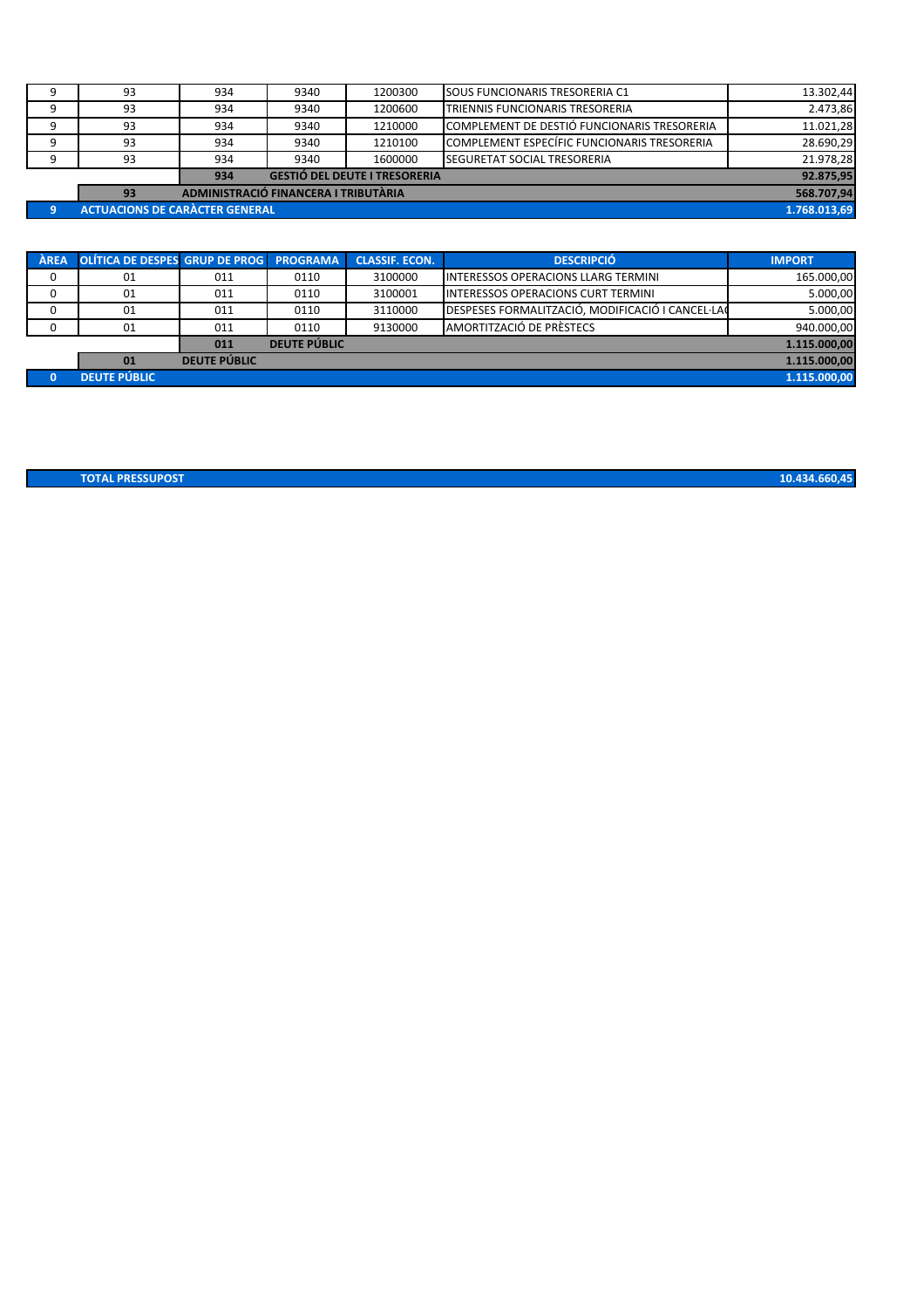| | | | | | | |
|---|---|---|---|---|---|---|
| 9 | 93 | 934 | 9340 | 1200300 | SOUS FUNCIONARIS TRESORERIA C1 | 13.302,44 |
| 9 | 93 | 934 | 9340 | 1200600 | TRIENNIS FUNCIONARIS TRESORERIA | 2.473,86 |
| 9 | 93 | 934 | 9340 | 1210000 | COMPLEMENT DE DESTIÓ FUNCIONARIS TRESORERIA | 11.021,28 |
| 9 | 93 | 934 | 9340 | 1210100 | COMPLEMENT ESPECÍFIC FUNCIONARIS TRESORERIA | 28.690,29 |
| 9 | 93 | 934 | 9340 | 1600000 | SEGURETAT SOCIAL TRESORERIA | 21.978,28 |
| | | **934** | **GESTIÓ DEL DEUTE I TRESORERIA** | | | **92.875,95** |
| | **93** | **ADMINISTRACIÓ FINANCERA I TRIBUTÀRIA** | | | | **568.707,94** |
| **9** | **ACTUACIONS DE CARÀCTER GENERAL** | | | | | **1.768.013,69** |

| ÀREA | OLÍTICA DE DESPES | GRUP DE PROG | PROGRAMA | CLASSIF. ECON. | DESCRIPCIÓ | IMPORT |
|---|---|---|---|---|---|---|
| 0 | 01 | 011 | 0110 | 3100000 | INTERESSOS OPERACIONS LLARG TERMINI | 165.000,00 |
| 0 | 01 | 011 | 0110 | 3100001 | INTERESSOS OPERACIONS CURT TERMINI | 5.000,00 |
| 0 | 01 | 011 | 0110 | 3110000 | DESPESES FORMALITZACIÓ, MODIFICACIÓ I CANCEL·LA( | 5.000,00 |
| 0 | 01 | 011 | 0110 | 9130000 | AMORTITZACIÓ DE PRÈSTECS | 940.000,00 |
| | | **011** | **DEUTE PÚBLIC** | | | **1.115.000,00** |
| | **01** | **DEUTE PÚBLIC** | | | | **1.115.000,00** |
| **0** | **DEUTE PÚBLIC** | | | | | **1.115.000,00** |

| | |
|---|---|
| **TOTAL PRESSUPOST** | **10.434.660,45** |